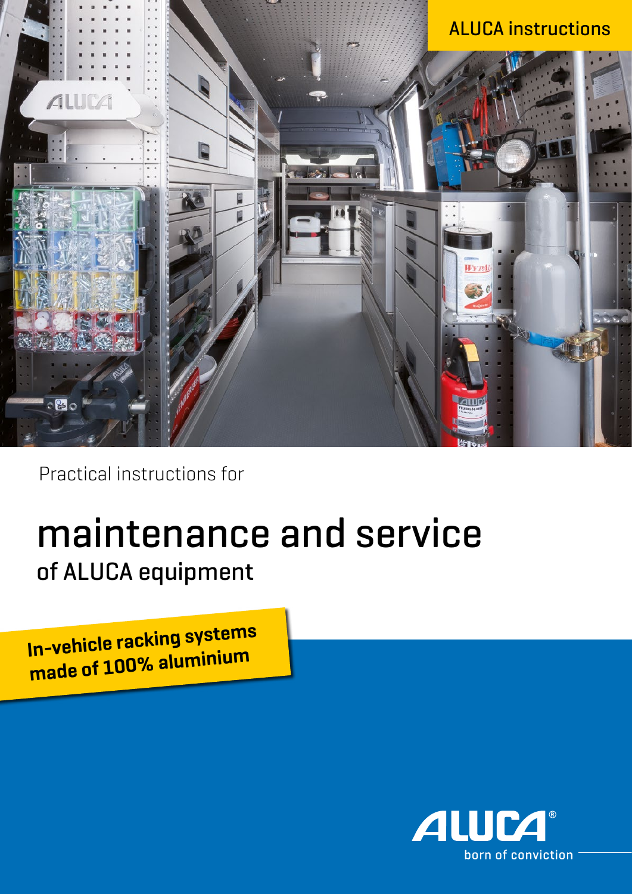ALUCA instructions

Practical instructions for

# maintenance and service

## of ALUCA equipment

**In-vehicle racking systems made of 100% aluminium**

ALUCA®

born of conviction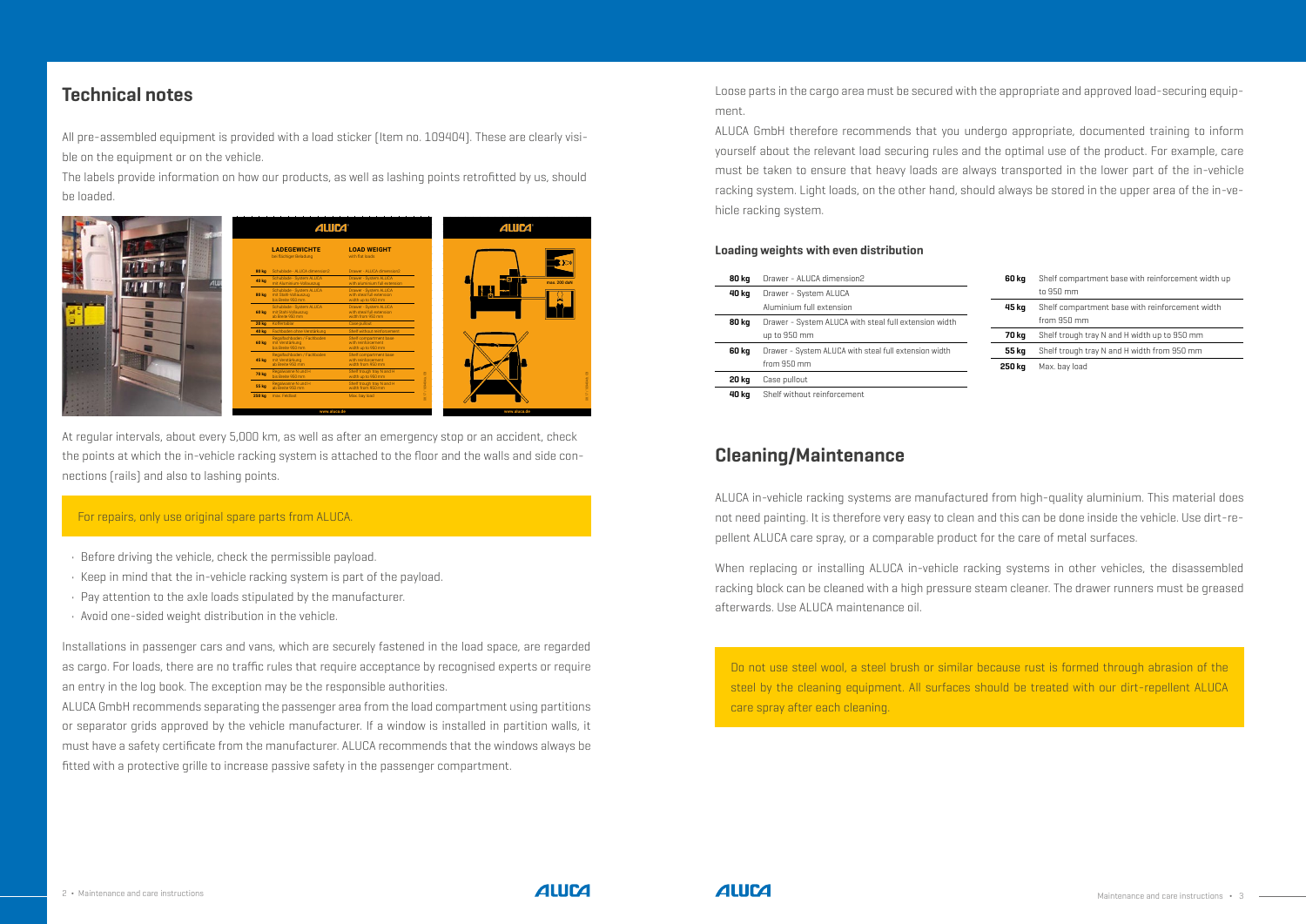## Technical notes

All pre-assembled equipment is provided with a load sticker (Item no. 109404). These are clearly visible on the equipment or on the vehicle.

The labels provide information on how our products, as well as lashing points retrofitted by us, should be loaded.

At regular intervals, about every 5,000 km, as well as after an emergency stop or an accident, check the points at which the in-vehicle racking system is attached to the floor and the walls and side connections (rails) and also to lashing points.

For repairs, only use original spare parts from ALUCA.

- Before driving the vehicle, check the permissible payload.
- Keep in mind that the in-vehicle racking system is part of the payload.
- Pay attention to the axle loads stipulated by the manufacturer.
- Avoid one-sided weight distribution in the vehicle.

Installations in passenger cars and vans, which are securely fastened in the load space, are regarded as cargo. For loads, there are no traffic rules that require acceptance by recognised experts or require an entry in the log book. The exception may be the responsible authorities.

ALUCA GmbH recommends separating the passenger area from the load compartment using partitions or separator grids approved by the vehicle manufacturer. If a window is installed in partition walls, it must have a safety certificate from the manufacturer. ALUCA recommends that the windows always be fitted with a protective grille to increase passive safety in the passenger compartment.

Loose parts in the cargo area must be secured with the appropriate and approved load-securing equipment.

ALUCA GmbH therefore recommends that you undergo appropriate, documented training to inform yourself about the relevant load securing rules and the optimal use of the product. For example, care must be taken to ensure that heavy loads are always transported in the lower part of the in-vehicle racking system. Light loads, on the other hand, should always be stored in the upper area of the in-vehicle racking system.

### Loading weights with even distribution

| Weight | Item |
|---|---|
| **80 kg** | Drawer – ALUCA dimension2 |
| **40 kg** | Drawer – System ALUCA Aluminium full extension |
| **80 kg** | Drawer – System ALUCA with steal full extension width up to 950 mm |
| **60 kg** | Drawer – System ALUCA with steal full extension width from 950 mm |
| **20 kg** | Case pullout |
| **40 kg** | Shelf without reinforcement |
| **60 kg** | Shelf compartment base with reinforcement width up to 950 mm |
| **45 kg** | Shelf compartment base with reinforcement width from 950 mm |
| **70 kg** | Shelf trough tray N and H width up to 950 mm |
| **55 kg** | Shelf trough tray N and H width from 950 mm |
| **250 kg** | Max. bay load |

## Cleaning/Maintenance

ALUCA in-vehicle racking systems are manufactured from high-quality aluminium. This material does not need painting. It is therefore very easy to clean and this can be done inside the vehicle. Use dirt-repellent ALUCA care spray, or a comparable product for the care of metal surfaces.

When replacing or installing ALUCA in-vehicle racking systems in other vehicles, the disassembled racking block can be cleaned with a high pressure steam cleaner. The drawer runners must be greased afterwards. Use ALUCA maintenance oil.

Do not use steel wool, a steel brush or similar because rust is formed through abrasion of the steel by the cleaning equipment. All surfaces should be treated with our dirt-repellent ALUCA care spray after each cleaning.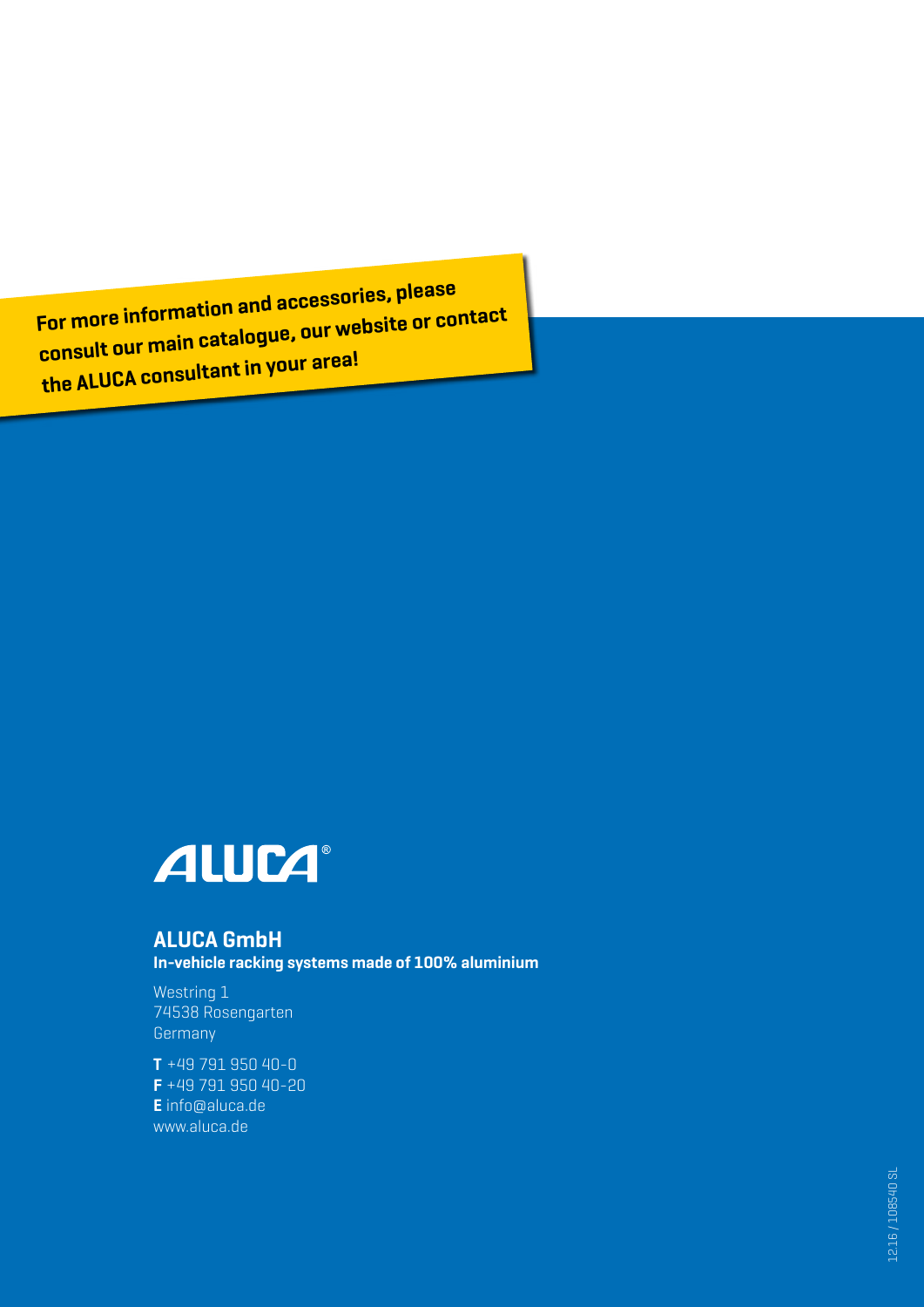**For more information and accessories, please consult our main catalogue, our website or contact the ALUCA consultant in your area!**

ALUCA®

## ALUCA GmbH

**In-vehicle racking systems made of 100% aluminium**

Westring 1
74538 Rosengarten
Germany

**T** +49 791 950 40-0
**F** +49 791 950 40-20
**E** info@aluca.de
www.aluca.de

12.16 / 108540 SL